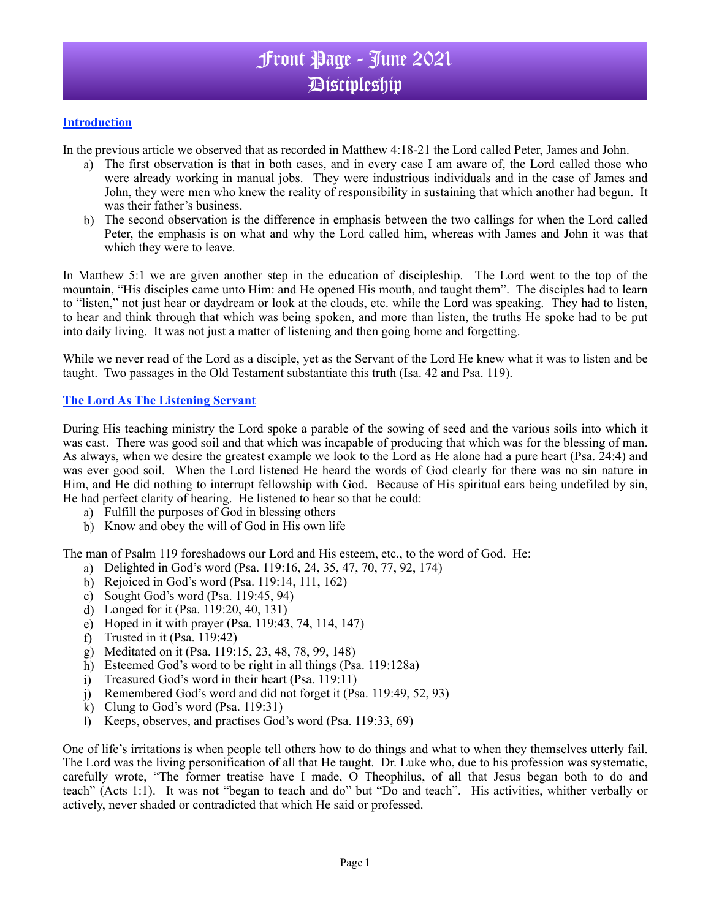# Front Page - June 2021
# Discipleship

## Introduction

In the previous article we observed that as recorded in Matthew 4:18-21 the Lord called Peter, James and John.

a) The first observation is that in both cases, and in every case I am aware of, the Lord called those who were already working in manual jobs. They were industrious individuals and in the case of James and John, they were men who knew the reality of responsibility in sustaining that which another had begun. It was their father's business.

b) The second observation is the difference in emphasis between the two callings for when the Lord called Peter, the emphasis is on what and why the Lord called him, whereas with James and John it was that which they were to leave.

In Matthew 5:1 we are given another step in the education of discipleship. The Lord went to the top of the mountain, "His disciples came unto Him: and He opened His mouth, and taught them". The disciples had to learn to "listen," not just hear or daydream or look at the clouds, etc. while the Lord was speaking. They had to listen, to hear and think through that which was being spoken, and more than listen, the truths He spoke had to be put into daily living. It was not just a matter of listening and then going home and forgetting.

While we never read of the Lord as a disciple, yet as the Servant of the Lord He knew what it was to listen and be taught. Two passages in the Old Testament substantiate this truth (Isa. 42 and Psa. 119).

## The Lord As The Listening Servant

During His teaching ministry the Lord spoke a parable of the sowing of seed and the various soils into which it was cast. There was good soil and that which was incapable of producing that which was for the blessing of man. As always, when we desire the greatest example we look to the Lord as He alone had a pure heart (Psa. 24:4) and was ever good soil. When the Lord listened He heard the words of God clearly for there was no sin nature in Him, and He did nothing to interrupt fellowship with God. Because of His spiritual ears being undefiled by sin, He had perfect clarity of hearing. He listened to hear so that he could:

a) Fulfill the purposes of God in blessing others
b) Know and obey the will of God in His own life

The man of Psalm 119 foreshadows our Lord and His esteem, etc., to the word of God. He:

a) Delighted in God's word (Psa. 119:16, 24, 35, 47, 70, 77, 92, 174)
b) Rejoiced in God's word (Psa. 119:14, 111, 162)
c) Sought God's word (Psa. 119:45, 94)
d) Longed for it (Psa. 119:20, 40, 131)
e) Hoped in it with prayer (Psa. 119:43, 74, 114, 147)
f) Trusted in it (Psa. 119:42)
g) Meditated on it (Psa. 119:15, 23, 48, 78, 99, 148)
h) Esteemed God's word to be right in all things (Psa. 119:128a)
i) Treasured God's word in their heart (Psa. 119:11)
j) Remembered God's word and did not forget it (Psa. 119:49, 52, 93)
k) Clung to God's word (Psa. 119:31)
l) Keeps, observes, and practises God's word (Psa. 119:33, 69)

One of life's irritations is when people tell others how to do things and what to when they themselves utterly fail. The Lord was the living personification of all that He taught. Dr. Luke who, due to his profession was systematic, carefully wrote, "The former treatise have I made, O Theophilus, of all that Jesus began both to do and teach" (Acts 1:1). It was not "began to teach and do" but "Do and teach". His activities, whither verbally or actively, never shaded or contradicted that which He said or professed.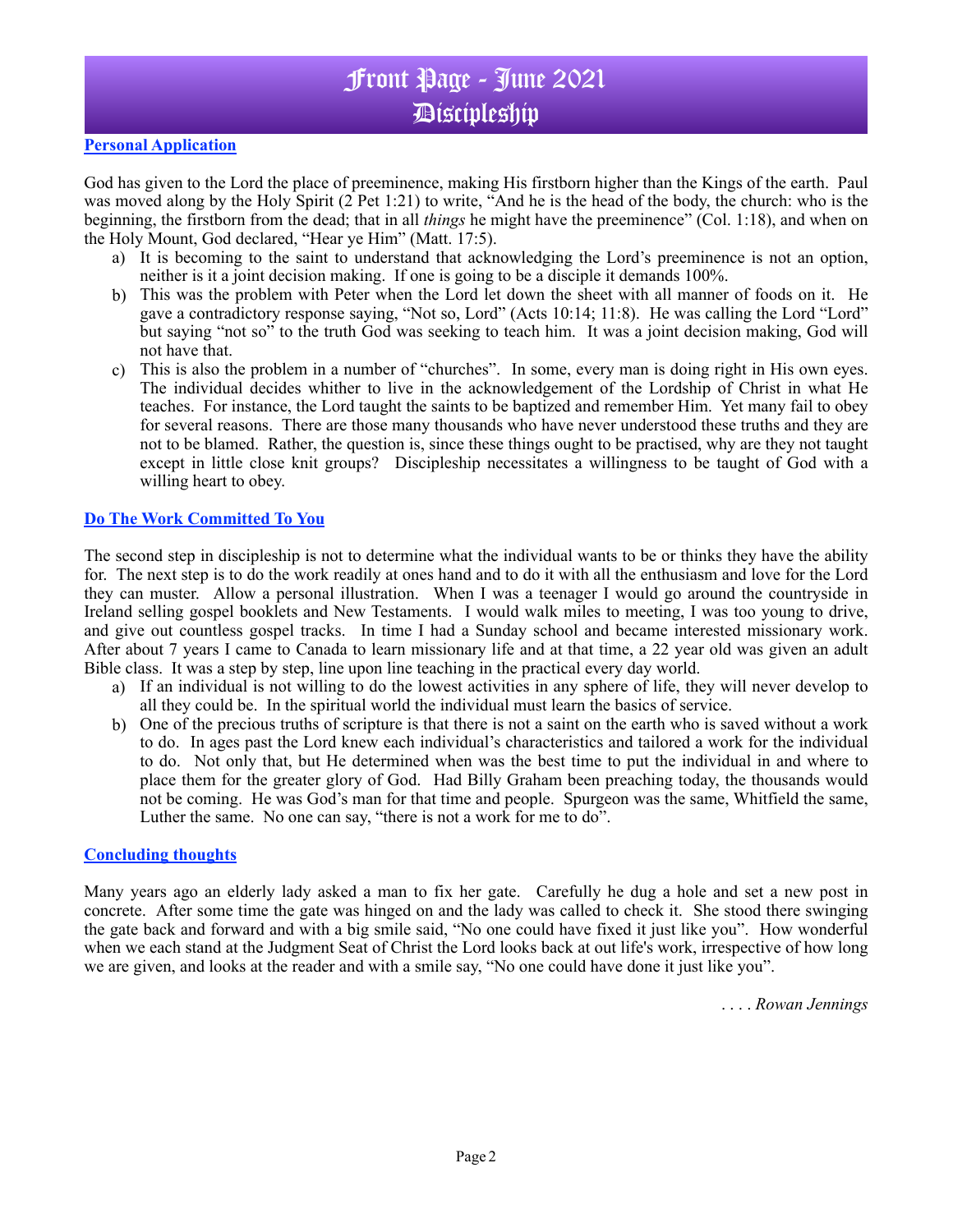# Front Page - June 2021
## Discipleship

### Personal Application

God has given to the Lord the place of preeminence, making His firstborn higher than the Kings of the earth. Paul was moved along by the Holy Spirit (2 Pet 1:21) to write, "And he is the head of the body, the church: who is the beginning, the firstborn from the dead; that in all *things* he might have the preeminence" (Col. 1:18), and when on the Holy Mount, God declared, "Hear ye Him" (Matt. 17:5).

a) It is becoming to the saint to understand that acknowledging the Lord's preeminence is not an option, neither is it a joint decision making. If one is going to be a disciple it demands 100%.
b) This was the problem with Peter when the Lord let down the sheet with all manner of foods on it. He gave a contradictory response saying, "Not so, Lord" (Acts 10:14; 11:8). He was calling the Lord "Lord" but saying "not so" to the truth God was seeking to teach him. It was a joint decision making, God will not have that.
c) This is also the problem in a number of "churches". In some, every man is doing right in His own eyes. The individual decides whither to live in the acknowledgement of the Lordship of Christ in what He teaches. For instance, the Lord taught the saints to be baptized and remember Him. Yet many fail to obey for several reasons. There are those many thousands who have never understood these truths and they are not to be blamed. Rather, the question is, since these things ought to be practised, why are they not taught except in little close knit groups? Discipleship necessitates a willingness to be taught of God with a willing heart to obey.

### Do The Work Committed To You

The second step in discipleship is not to determine what the individual wants to be or thinks they have the ability for. The next step is to do the work readily at ones hand and to do it with all the enthusiasm and love for the Lord they can muster. Allow a personal illustration. When I was a teenager I would go around the countryside in Ireland selling gospel booklets and New Testaments. I would walk miles to meeting, I was too young to drive, and give out countless gospel tracks. In time I had a Sunday school and became interested missionary work. After about 7 years I came to Canada to learn missionary life and at that time, a 22 year old was given an adult Bible class. It was a step by step, line upon line teaching in the practical every day world.

a) If an individual is not willing to do the lowest activities in any sphere of life, they will never develop to all they could be. In the spiritual world the individual must learn the basics of service.
b) One of the precious truths of scripture is that there is not a saint on the earth who is saved without a work to do. In ages past the Lord knew each individual's characteristics and tailored a work for the individual to do. Not only that, but He determined when was the best time to put the individual in and where to place them for the greater glory of God. Had Billy Graham been preaching today, the thousands would not be coming. He was God's man for that time and people. Spurgeon was the same, Whitfield the same, Luther the same. No one can say, "there is not a work for me to do".

### Concluding thoughts

Many years ago an elderly lady asked a man to fix her gate. Carefully he dug a hole and set a new post in concrete. After some time the gate was hinged on and the lady was called to check it. She stood there swinging the gate back and forward and with a big smile said, "No one could have fixed it just like you". How wonderful when we each stand at the Judgment Seat of Christ the Lord looks back at out life's work, irrespective of how long we are given, and looks at the reader and with a smile say, "No one could have done it just like you".

. . . . *Rowan Jennings*